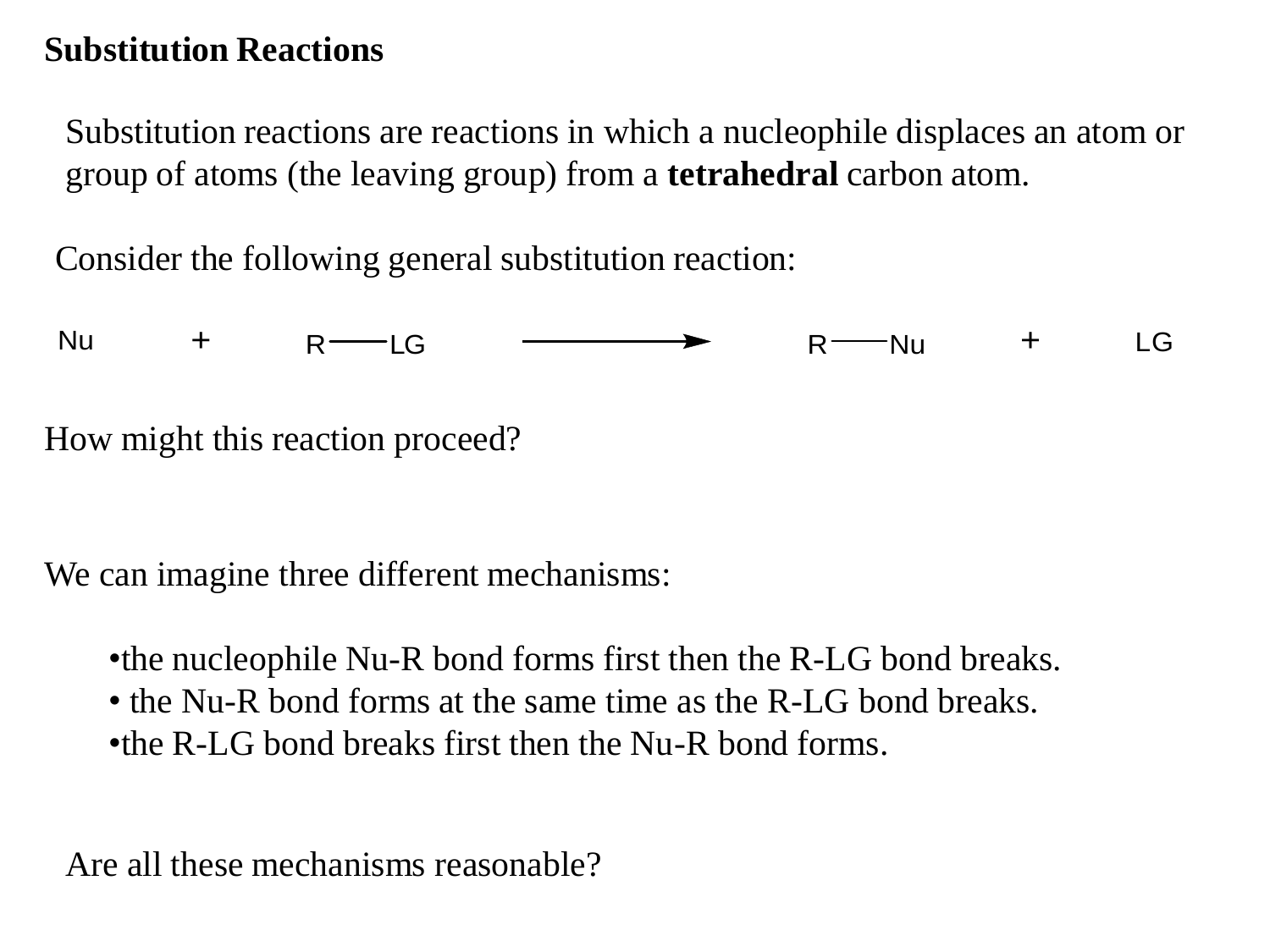## Substitution Reactions

Substitution reactions are reactions in which a nucleophile displaces an atom or group of atoms (the leaving group) from a **tetrahedral** carbon atom.

Consider the following general substitution reaction:

$$\text{Nu} + \text{R—LG} \longrightarrow \text{R—Nu} + \text{LG}$$

How might this reaction proceed?

We can imagine three different mechanisms:

- the nucleophile Nu-R bond forms first then the R-LG bond breaks.
- the Nu-R bond forms at the same time as the R-LG bond breaks.
- the R-LG bond breaks first then the Nu-R bond forms.

Are all these mechanisms reasonable?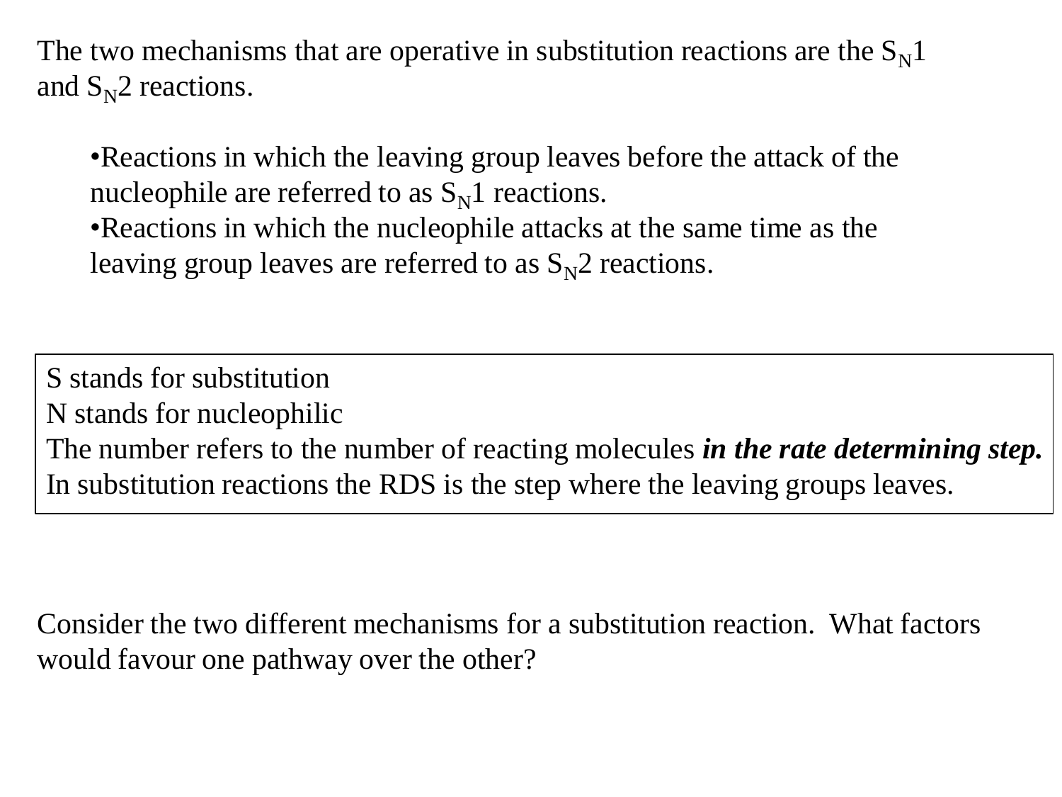The two mechanisms that are operative in substitution reactions are the $S_N1$ and $S_N2$ reactions.

- Reactions in which the leaving group leaves before the attack of the nucleophile are referred to as $S_N1$ reactions.
- Reactions in which the nucleophile attacks at the same time as the leaving group leaves are referred to as $S_N2$ reactions.

S stands for substitution
N stands for nucleophilic
The number refers to the number of reacting molecules ***in the rate determining step.***
In substitution reactions the RDS is the step where the leaving groups leaves.

Consider the two different mechanisms for a substitution reaction. What factors would favour one pathway over the other?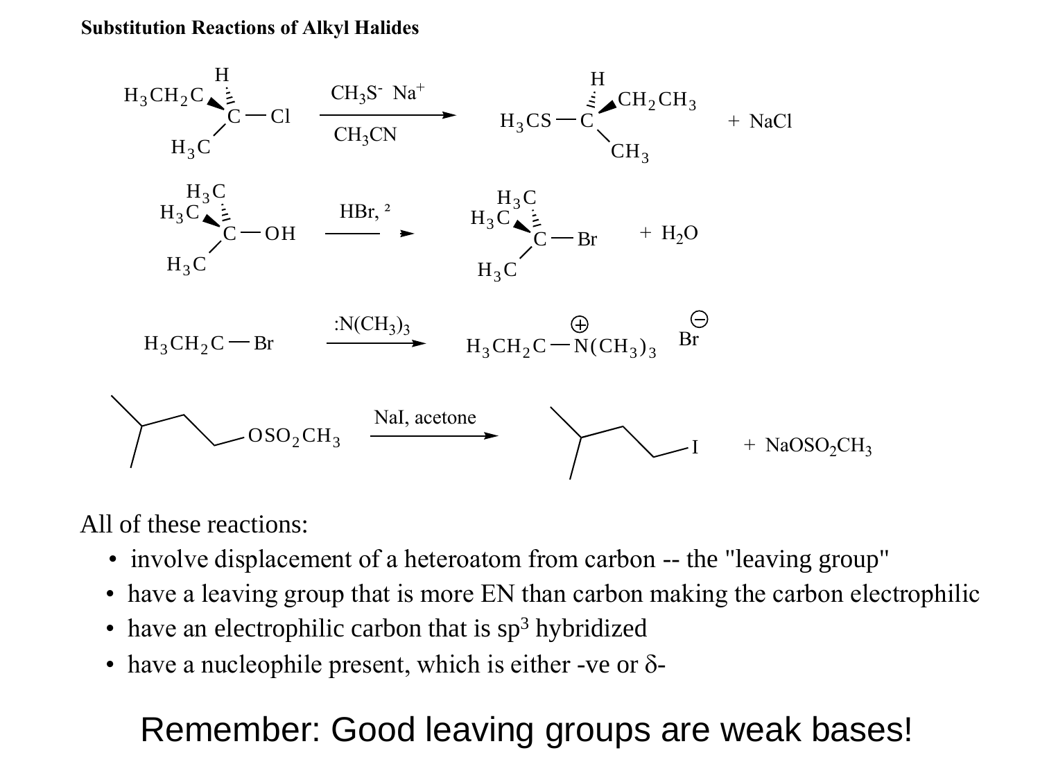**Substitution Reactions of Alkyl Halides**

$$CH_3CH_2CH(CH_3)Cl \xrightarrow[CH_3CN]{CH_3S^- \; Na^+} H_3CS{-}CH(CH_2CH_3)CH_3 + NaCl$$

$$(CH_3)_3C{-}OH \xrightarrow{HBr, \; ²} (CH_3)_3C{-}Br + H_2O$$

$$H_3CH_2C{-}Br \xrightarrow{:N(CH_3)_3} H_3CH_2C{-}\overset{\oplus}{N}(CH_3)_3 \; Br^{\ominus}$$

$$(CH_3)_2CHCH_2CH_2{-}OSO_2CH_3 \xrightarrow{NaI, \text{ acetone}} (CH_3)_2CHCH_2CH_2{-}I + NaOSO_2CH_3$$

All of these reactions:

- involve displacement of a heteroatom from carbon -- the "leaving group"
- have a leaving group that is more EN than carbon making the carbon electrophilic
- have an electrophilic carbon that is $sp^3$ hybridized
- have a nucleophile present, which is either -ve or $\delta$-

Remember: Good leaving groups are weak bases!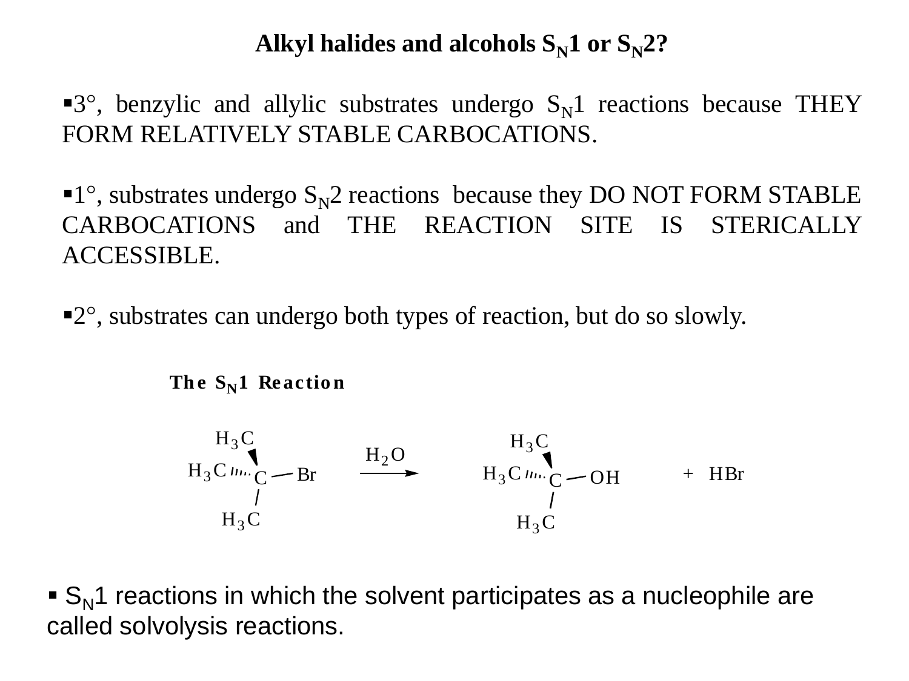# Alkyl halides and alcohols $S_N1$ or $S_N2$?

- 3°, benzylic and allylic substrates undergo $S_N1$ reactions because THEY FORM RELATIVELY STABLE CARBOCATIONS.

- 1°, substrates undergo $S_N2$ reactions because they DO NOT FORM STABLE CARBOCATIONS and THE REACTION SITE IS STERICALLY ACCESSIBLE.

- 2°, substrates can undergo both types of reaction, but do so slowly.

**The $S_N1$ Reaction**

$$(H_3C)_3C{-}Br \xrightarrow{H_2O} (H_3C)_3C{-}OH + HBr$$

- $S_N1$ reactions in which the solvent participates as a nucleophile are called solvolysis reactions.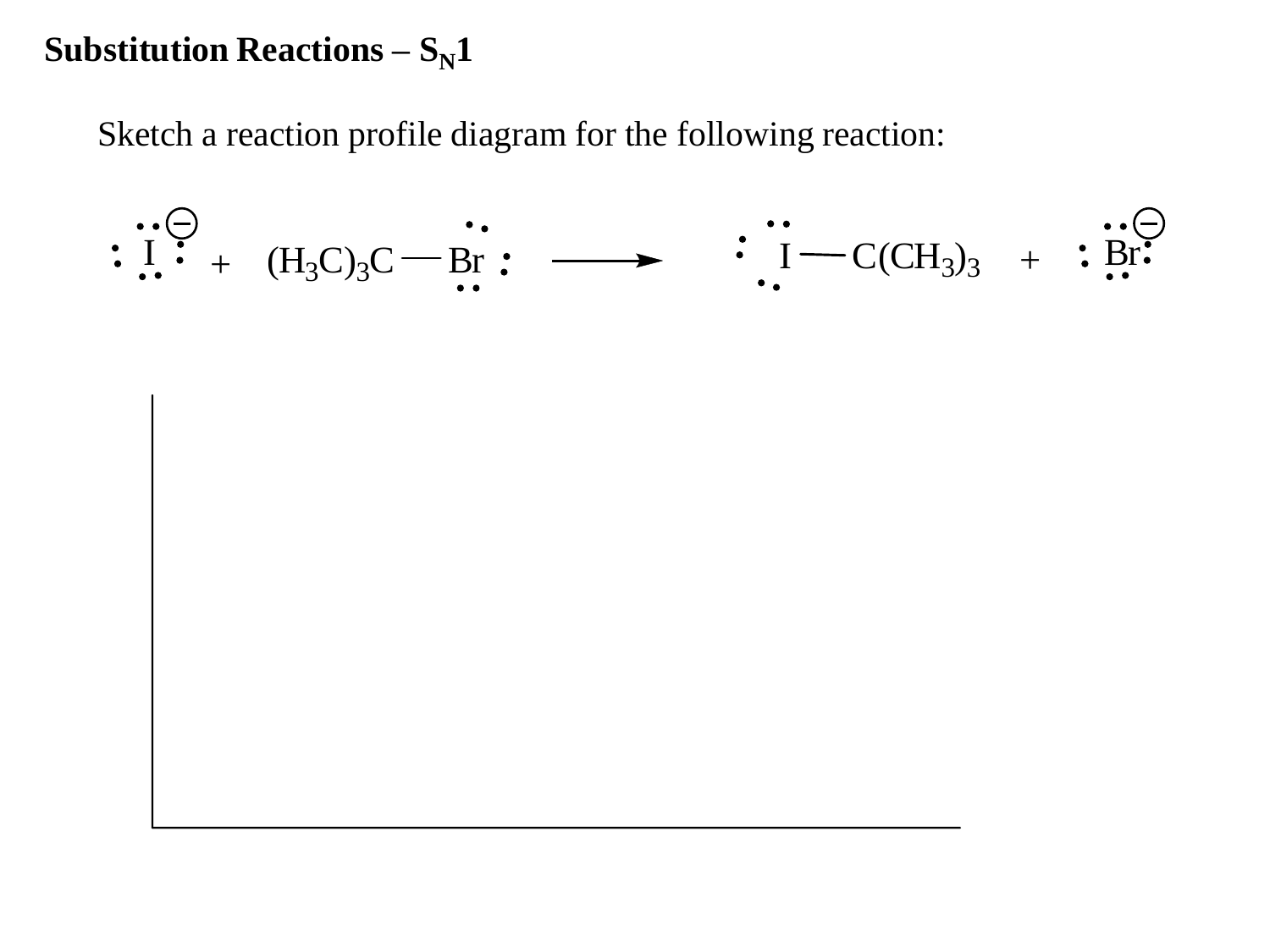## Substitution Reactions – $S_N1$

Sketch a reaction profile diagram for the following reaction:

$$I^- + (H_3C)_3C{-}Br \longrightarrow I{-}C(CH_3)_3 + Br^-$$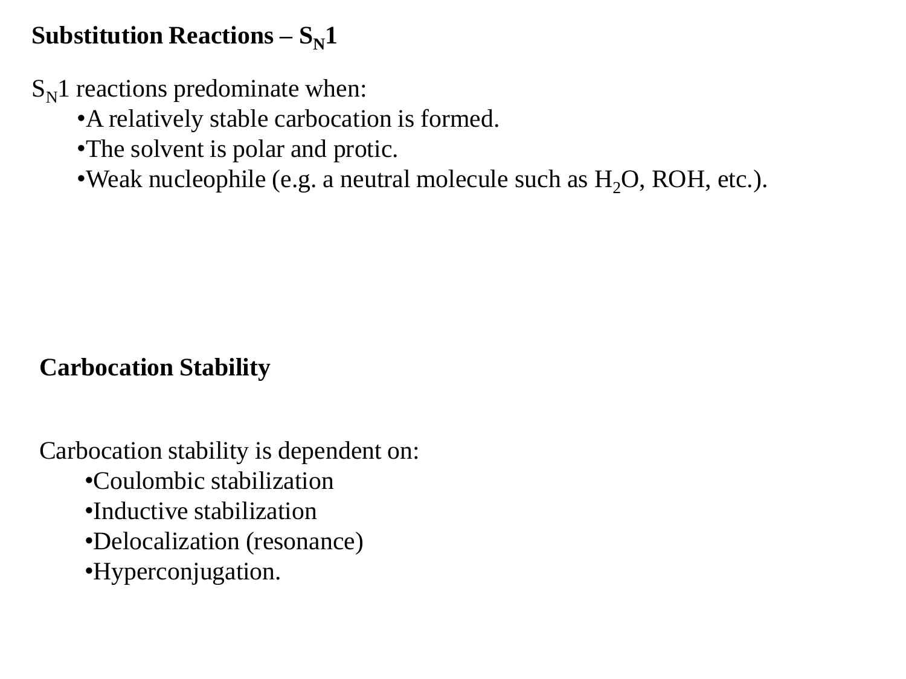## Substitution Reactions – $S_N1$

$S_N1$ reactions predominate when:

- A relatively stable carbocation is formed.
- The solvent is polar and protic.
- Weak nucleophile (e.g. a neutral molecule such as $H_2O$, ROH, etc.).

## Carbocation Stability

Carbocation stability is dependent on:

- Coulombic stabilization
- Inductive stabilization
- Delocalization (resonance)
- Hyperconjugation.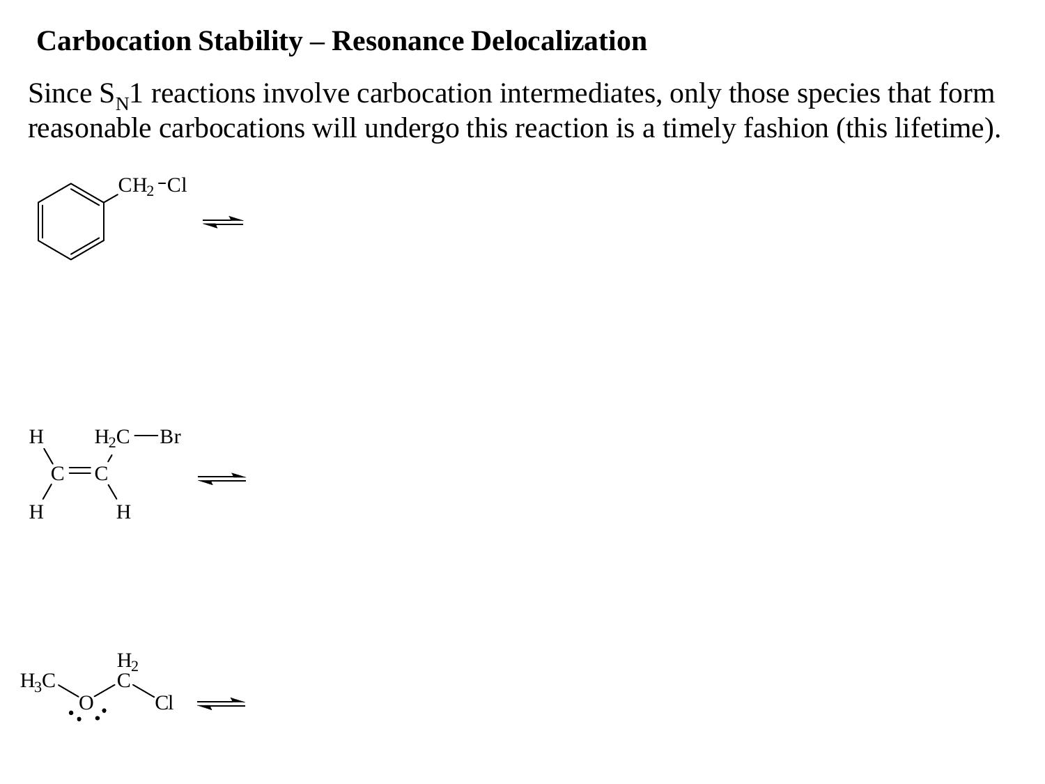## Carbocation Stability – Resonance Delocalization

Since $S_N1$ reactions involve carbocation intermediates, only those species that form reasonable carbocations will undergo this reaction is a timely fashion (this lifetime).

$CH_2-Cl$ ⇌

H  $H_2C$—Br

C=C ⇌

H  H

$H_2$

$H_3C$—O—C—Cl ⇌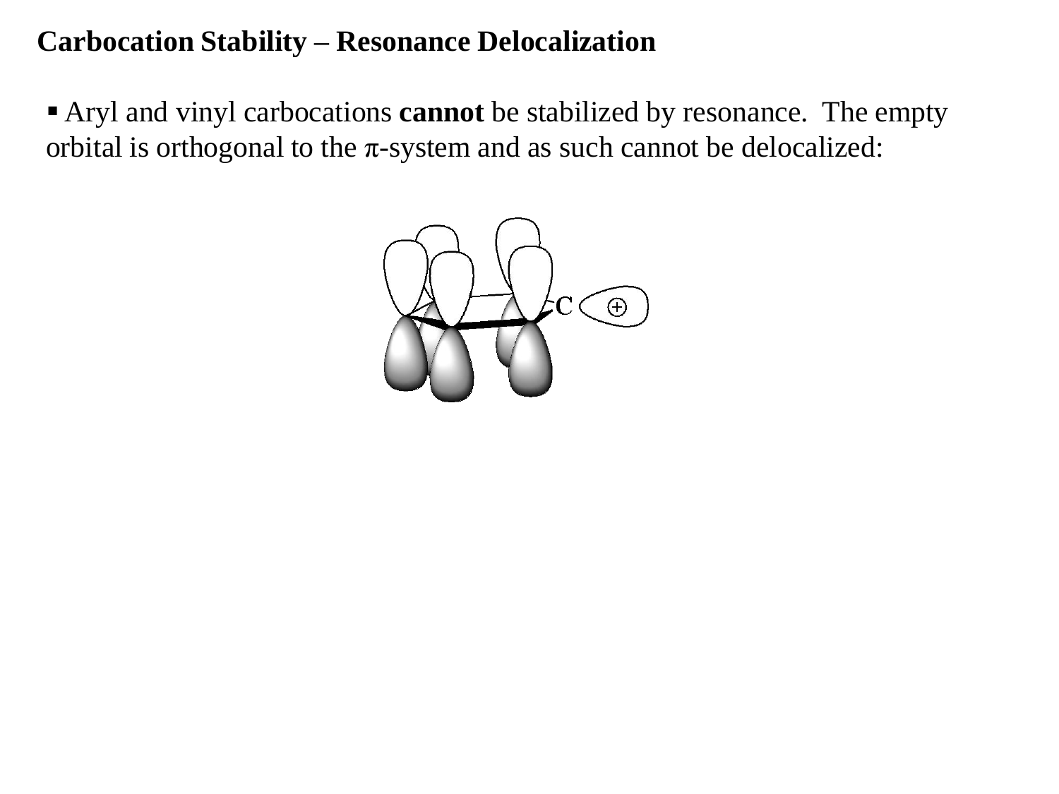# Carbocation Stability – Resonance Delocalization

- Aryl and vinyl carbocations **cannot** be stabilized by resonance. The empty orbital is orthogonal to the π-system and as such cannot be delocalized: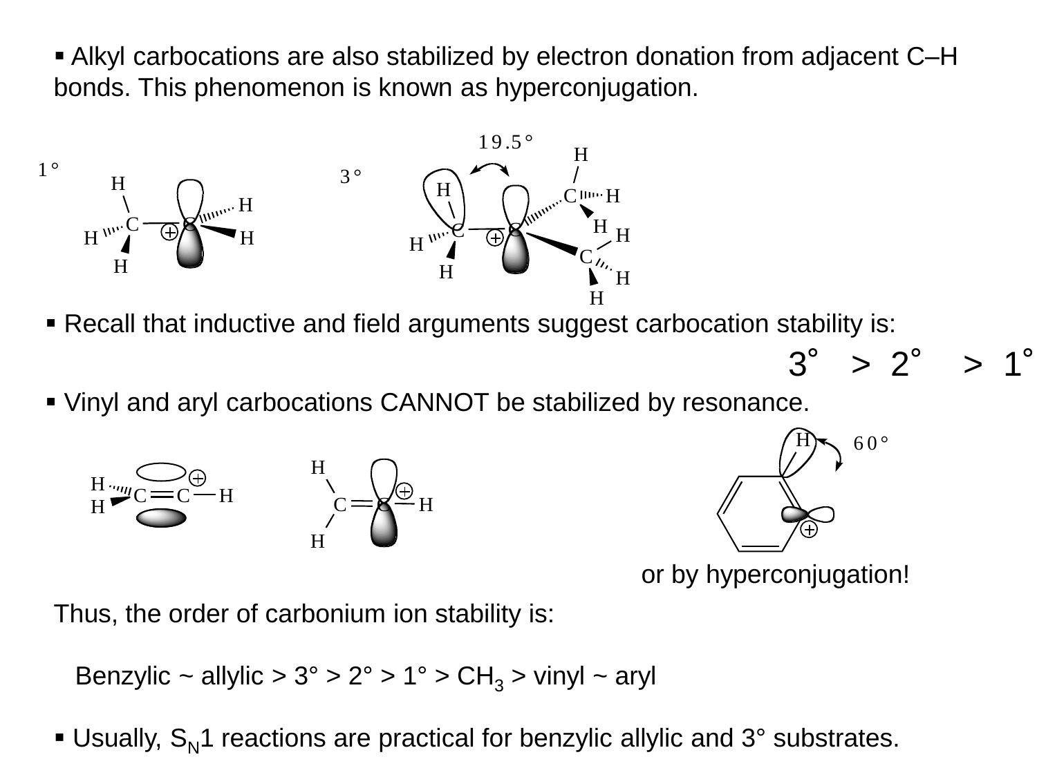- Alkyl carbocations are also stabilized by electron donation from adjacent C–H bonds. This phenomenon is known as hyperconjugation.

- Recall that inductive and field arguments suggest carbocation stability is:

  3° > 2° > 1°

- Vinyl and aryl carbocations CANNOT be stabilized by resonance.

or by hyperconjugation!

Thus, the order of carbonium ion stability is:

Benzylic ~ allylic > 3° > 2° > 1° > $CH_3$ > vinyl ~ aryl

- Usually, $S_N1$ reactions are practical for benzylic allylic and 3° substrates.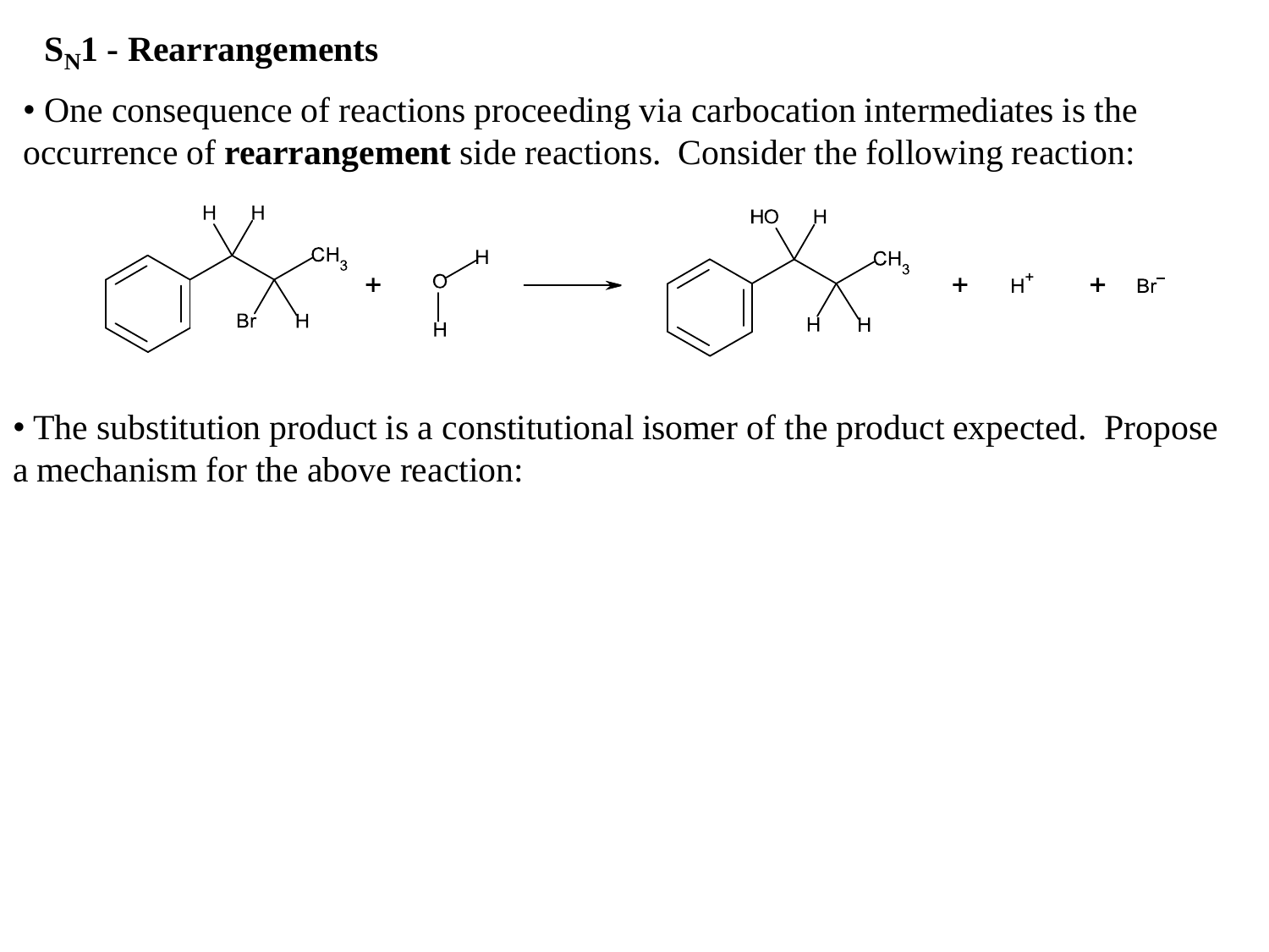## $S_N1$ - Rearrangements

- One consequence of reactions proceeding via carbocation intermediates is the occurrence of **rearrangement** side reactions. Consider the following reaction:

$$\text{PhCH}_2\text{CH(Br)CH}_3 + \text{H}_2\text{O} \longrightarrow \text{PhCH(OH)CH}_2\text{CH}_3 + \text{H}^+ + \text{Br}^-$$

- The substitution product is a constitutional isomer of the product expected. Propose a mechanism for the above reaction: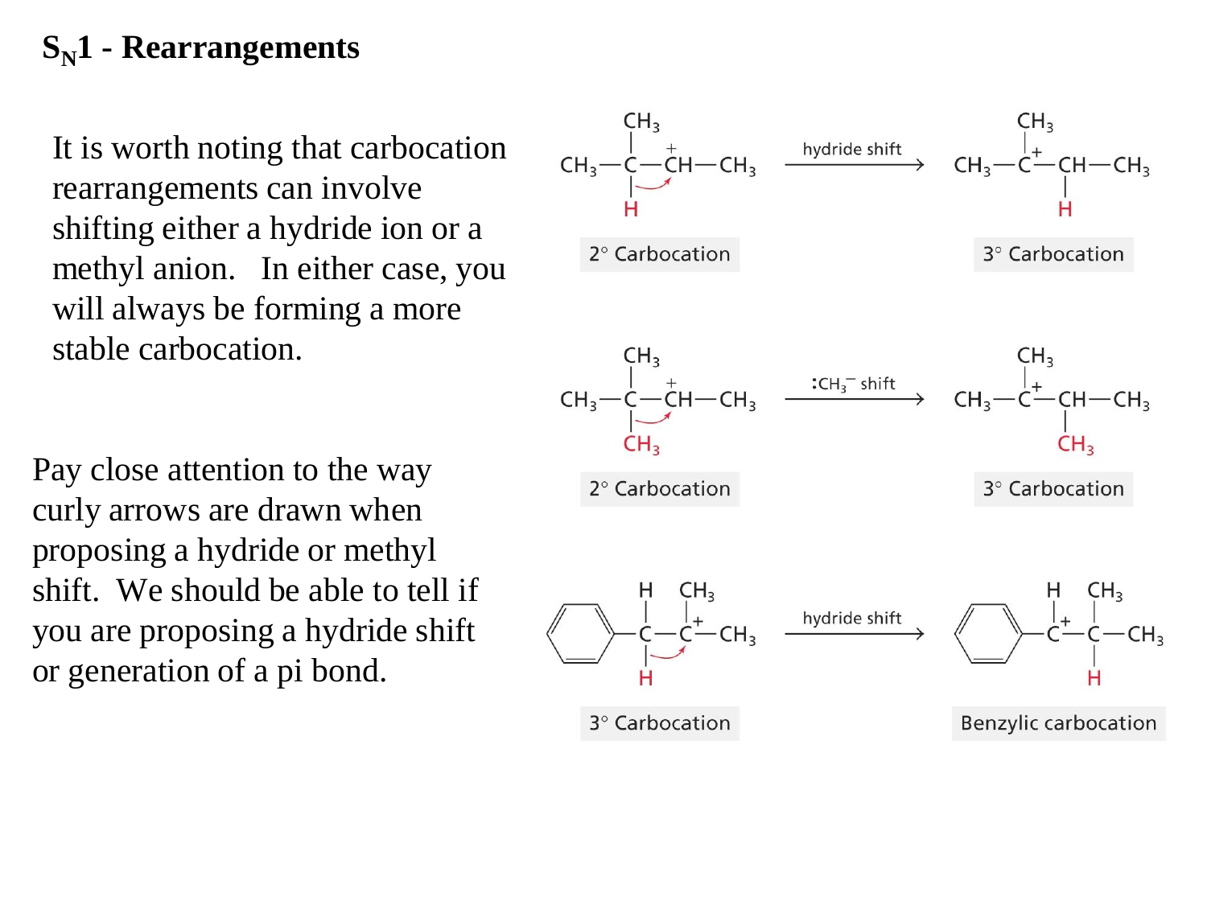# $S_N1$ - Rearrangements

It is worth noting that carbocation rearrangements can involve shifting either a hydride ion or a methyl anion. In either case, you will always be forming a more stable carbocation.

Pay close attention to the way curly arrows are drawn when proposing a hydride or methyl shift. We should be able to tell if you are proposing a hydride shift or generation of a pi bond.

hydride shift

2° Carbocation → 3° Carbocation

$:CH_3^-$ shift

2° Carbocation → 3° Carbocation

hydride shift

3° Carbocation → Benzylic carbocation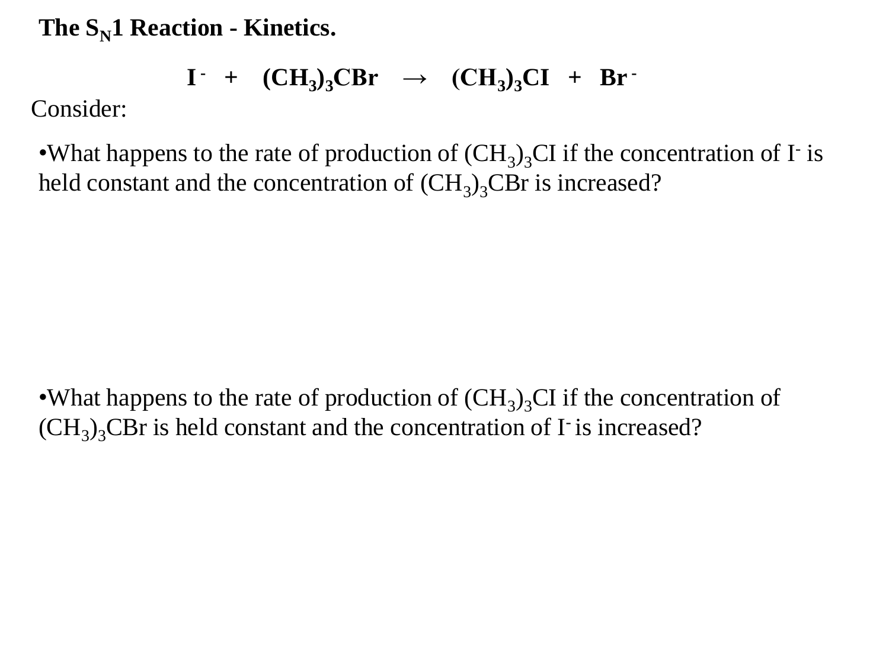# The $S_N1$ Reaction - Kinetics.

$$I^- + (CH_3)_3CBr \rightarrow (CH_3)_3CI + Br^-$$

Consider:

- What happens to the rate of production of $(CH_3)_3CI$ if the concentration of $I^-$ is held constant and the concentration of $(CH_3)_3CBr$ is increased?

- What happens to the rate of production of $(CH_3)_3CI$ if the concentration of $(CH_3)_3CBr$ is held constant and the concentration of $I^-$ is increased?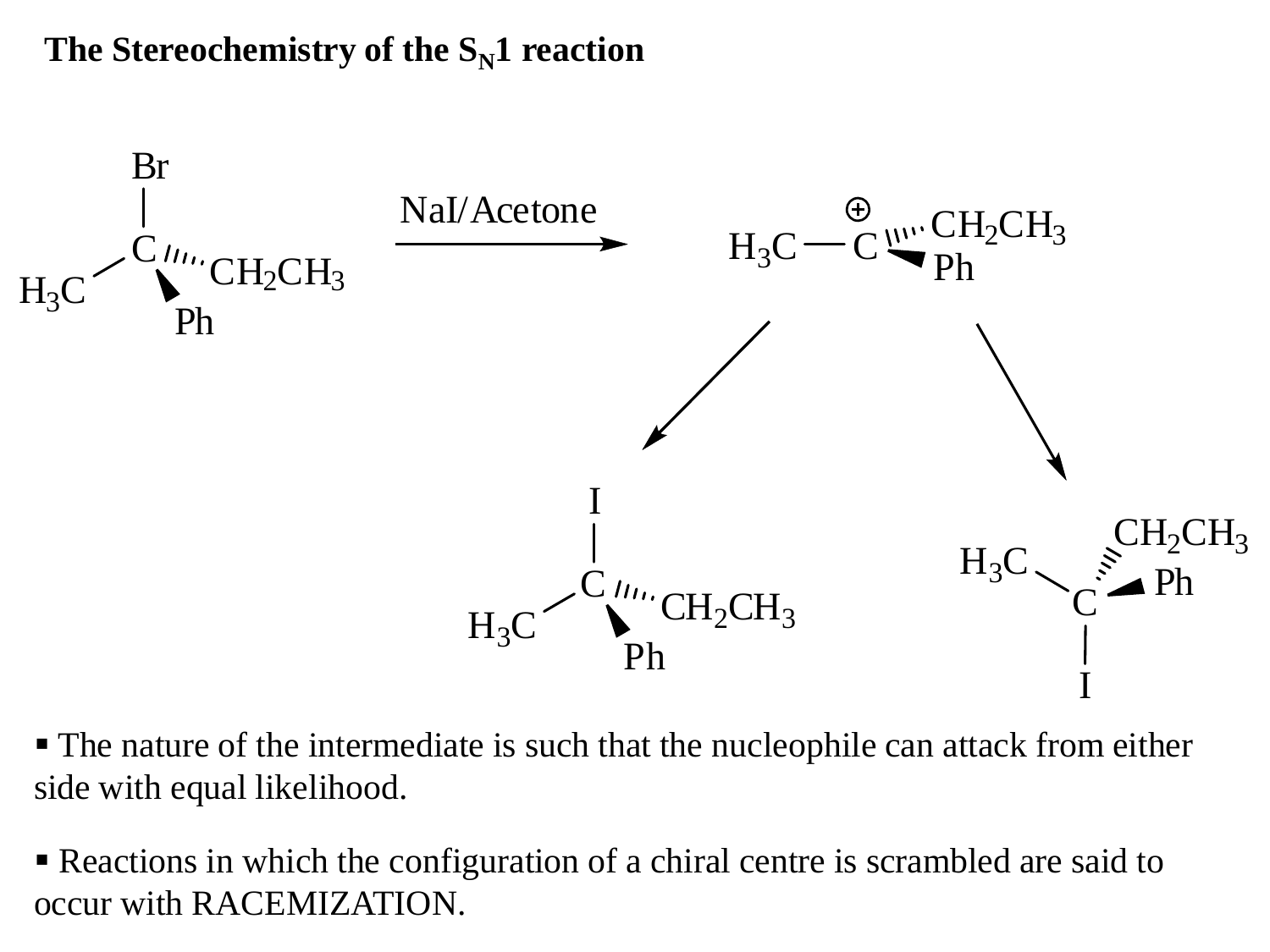**The Stereochemistry of the $S_N1$ reaction**

NaI/Acetone

- The nature of the intermediate is such that the nucleophile can attack from either side with equal likelihood.

- Reactions in which the configuration of a chiral centre is scrambled are said to occur with RACEMIZATION.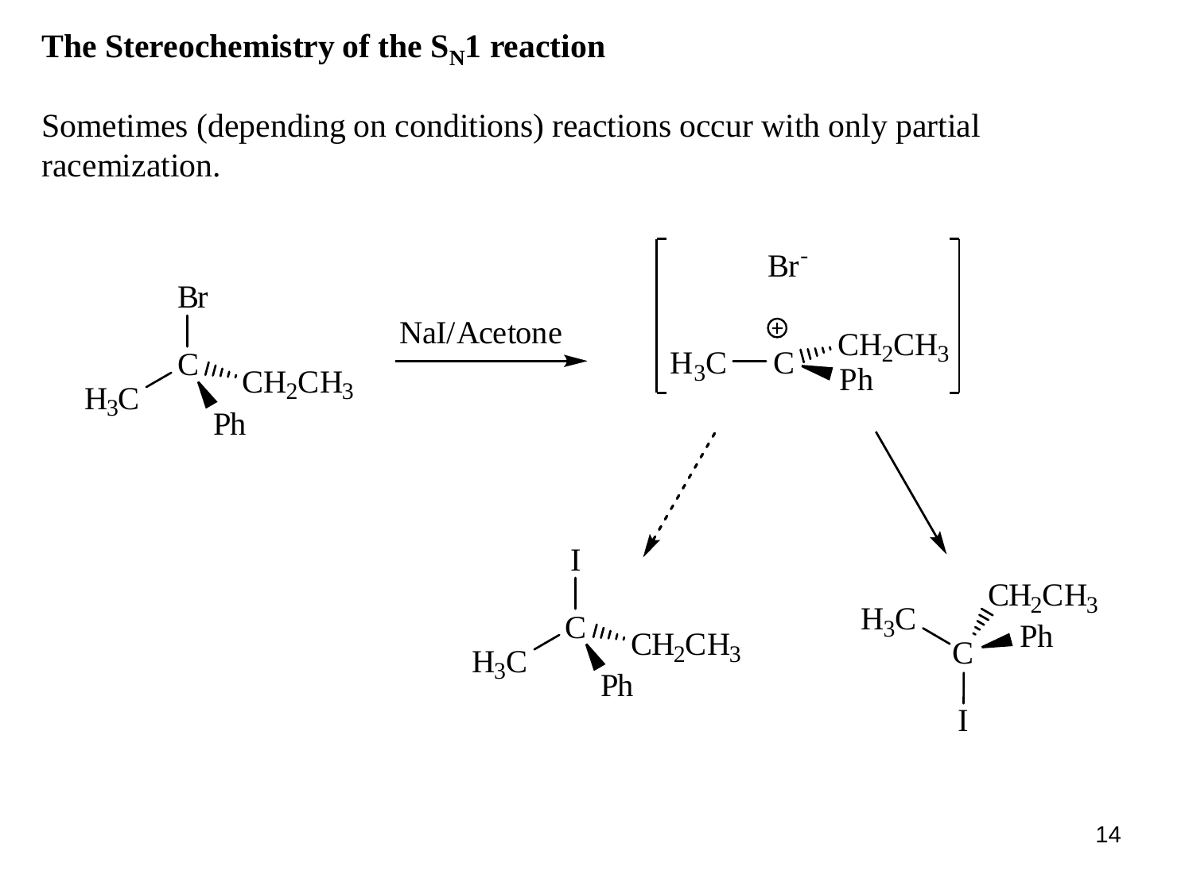**The Stereochemistry of the $S_N1$ reaction**

Sometimes (depending on conditions) reactions occur with only partial racemization.

NaI/Acetone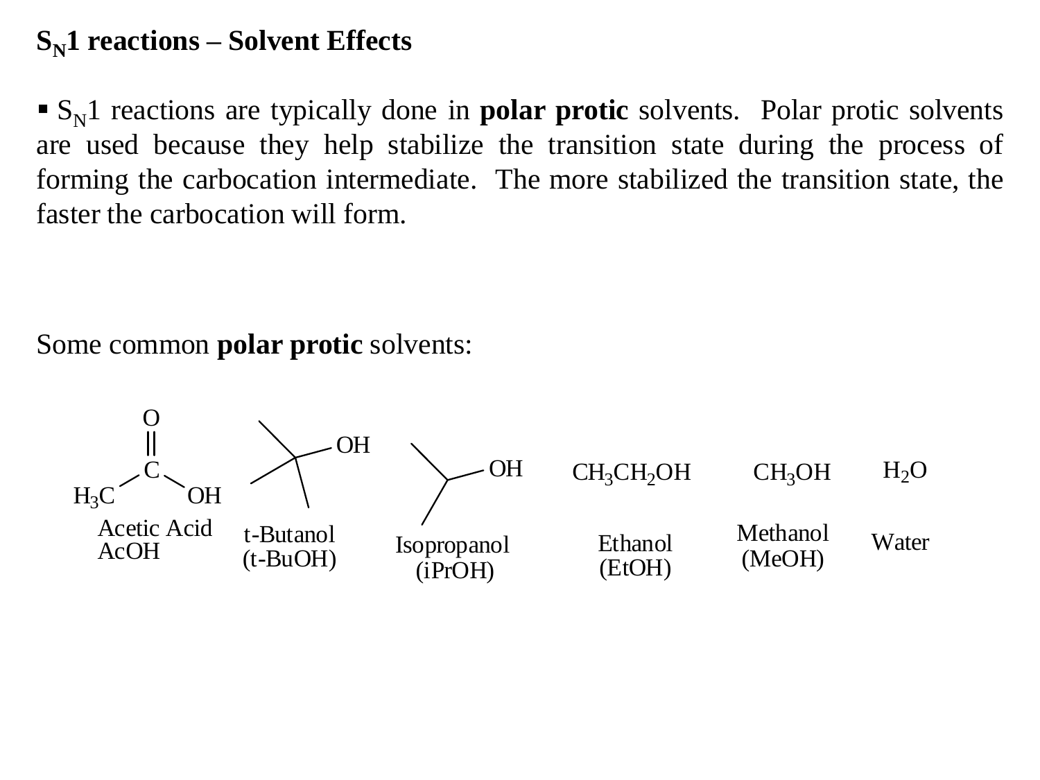# $S_N1$ reactions – Solvent Effects

- $S_N1$ reactions are typically done in **polar protic** solvents. Polar protic solvents are used because they help stabilize the transition state during the process of forming the carbocation intermediate. The more stabilized the transition state, the faster the carbocation will form.

Some common **polar protic** solvents:

| Structure | Name |
| --- | --- |
| $CH_3COOH$ | Acetic Acid (AcOH) |
| $(CH_3)_3COH$ | t-Butanol (t-BuOH) |
| $(CH_3)_2CHOH$ | Isopropanol (iPrOH) |
| $CH_3CH_2OH$ | Ethanol (EtOH) |
| $CH_3OH$ | Methanol (MeOH) |
| $H_2O$ | Water |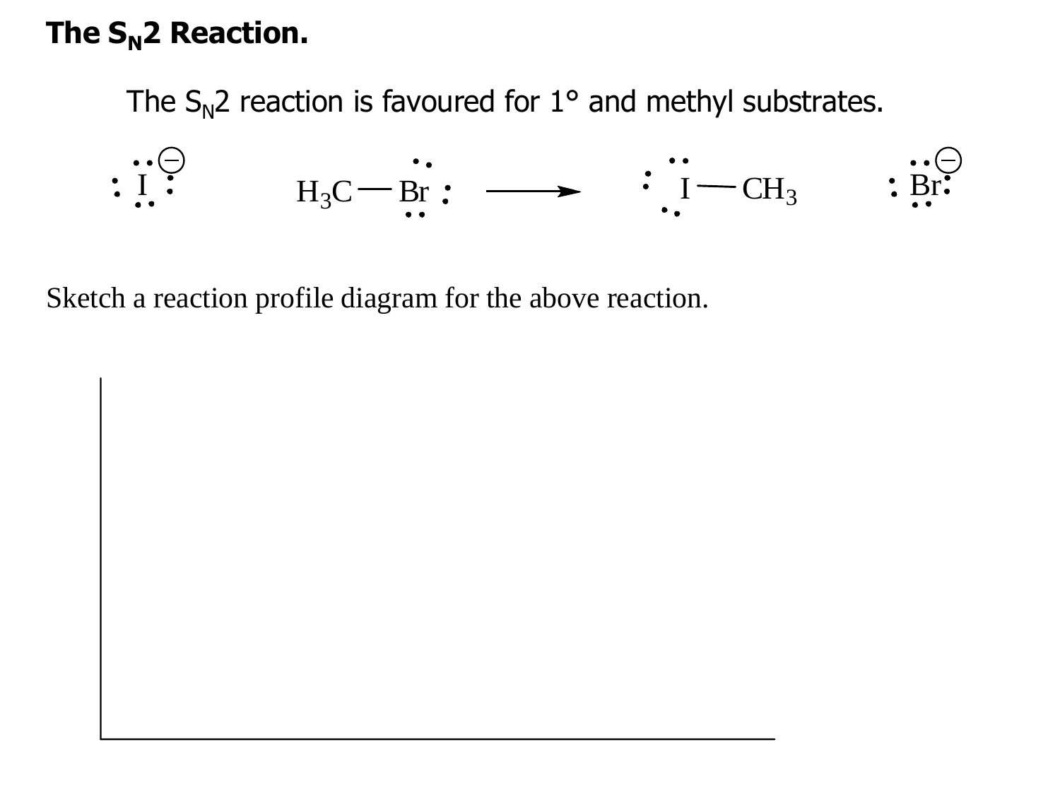## The $S_N2$ Reaction.

The $S_N2$ reaction is favoured for 1° and methyl substrates.

$$I^- + H_3C{-}Br \longrightarrow I{-}CH_3 + Br^-$$

Sketch a reaction profile diagram for the above reaction.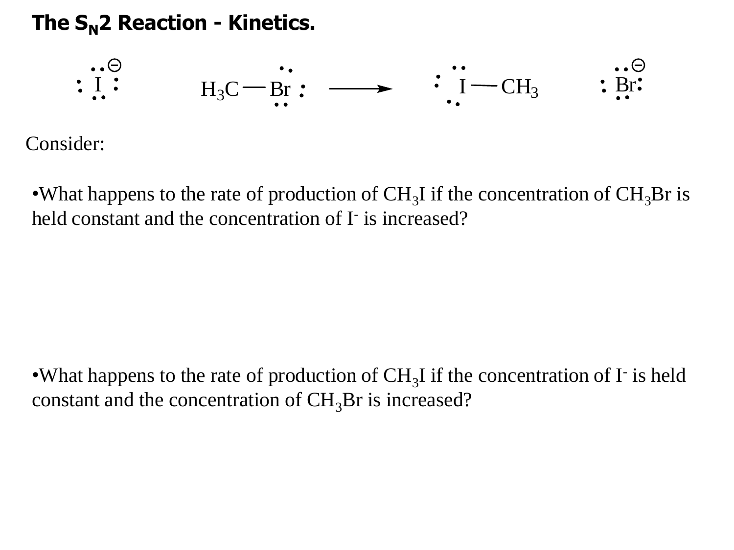# The $S_N2$ Reaction - Kinetics.

$$I^- + H_3C{-}Br \longrightarrow I{-}CH_3 + Br^-$$

Consider:

- What happens to the rate of production of $CH_3I$ if the concentration of $CH_3Br$ is held constant and the concentration of $I^-$ is increased?

- What happens to the rate of production of $CH_3I$ if the concentration of $I^-$ is held constant and the concentration of $CH_3Br$ is increased?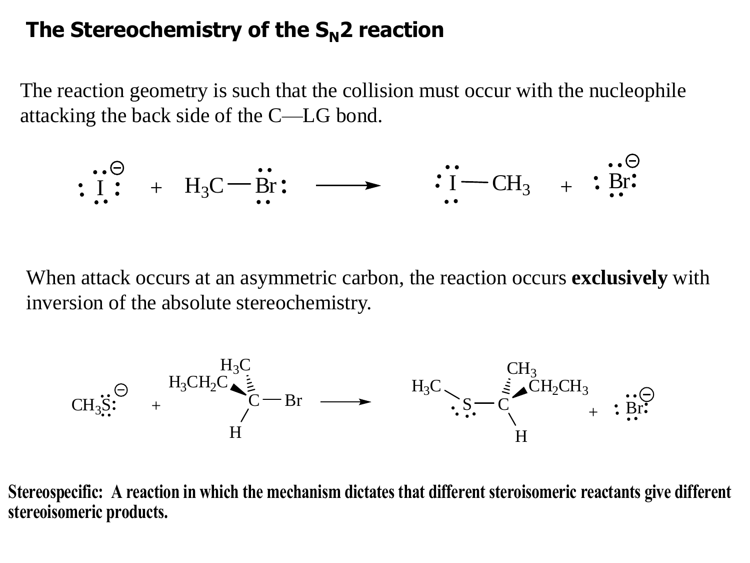# The Stereochemistry of the $S_N2$ reaction

The reaction geometry is such that the collision must occur with the nucleophile attacking the back side of the C—LG bond.

$$I^- + H_3C\text{—}Br \longrightarrow I\text{—}CH_3 + Br^-$$

When attack occurs at an asymmetric carbon, the reaction occurs **exclusively** with inversion of the absolute stereochemistry.

$$CH_3S^- + (H_3C)(H_3CH_2C)(H)C\text{—}Br \longrightarrow H_3C\text{—}S\text{—}C(CH_3)(CH_2CH_3)(H) + Br^-$$

**Stereospecific: A reaction in which the mechanism dictates that different steroisomeric reactants give different stereoisomeric products.**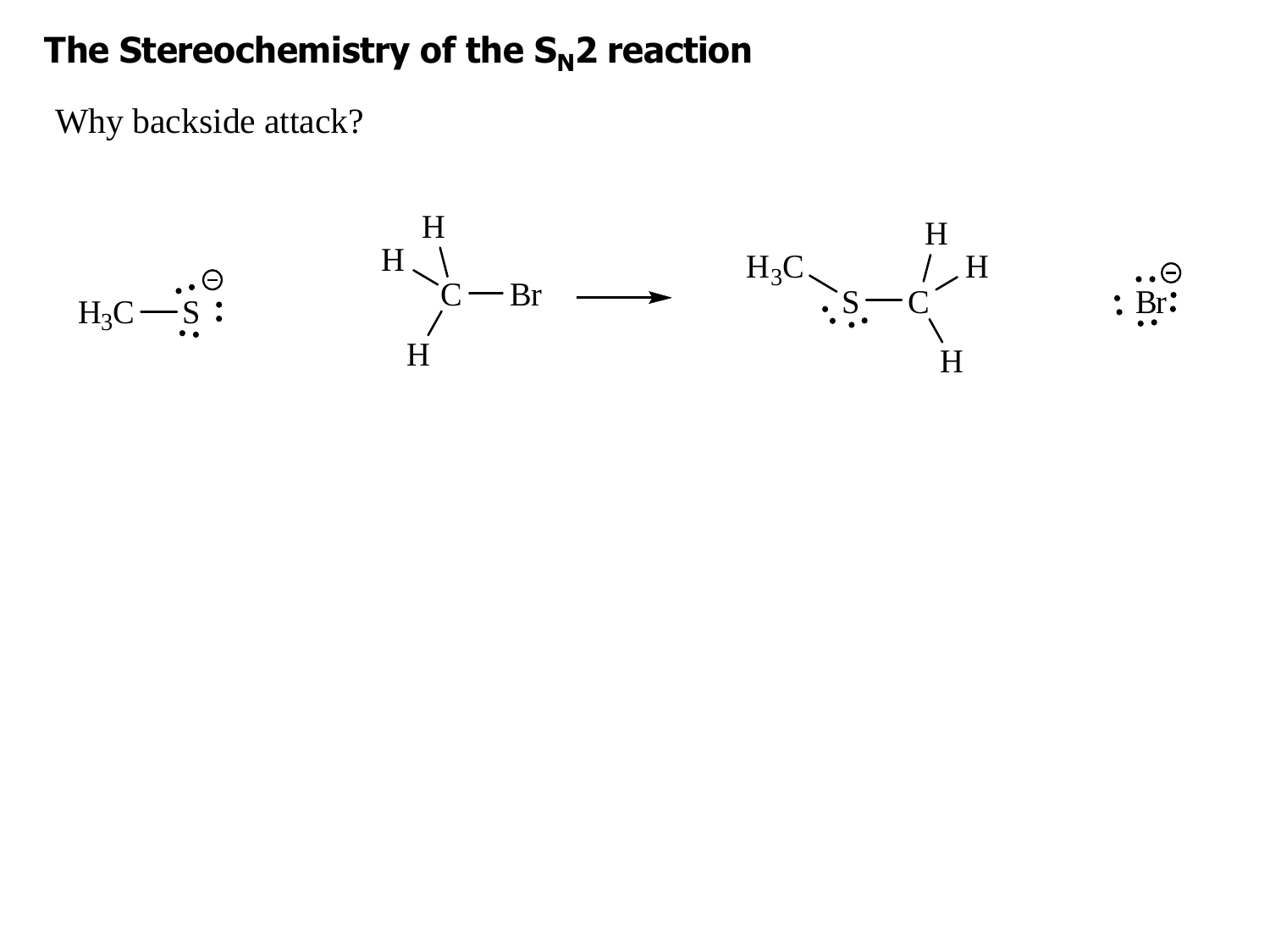# The Stereochemistry of the $S_N2$ reaction

Why backside attack?

$$H_3C{-}S^{\ominus} + CH_3Br \longrightarrow H_3C{-}S{-}CH_3 + Br^{\ominus}$$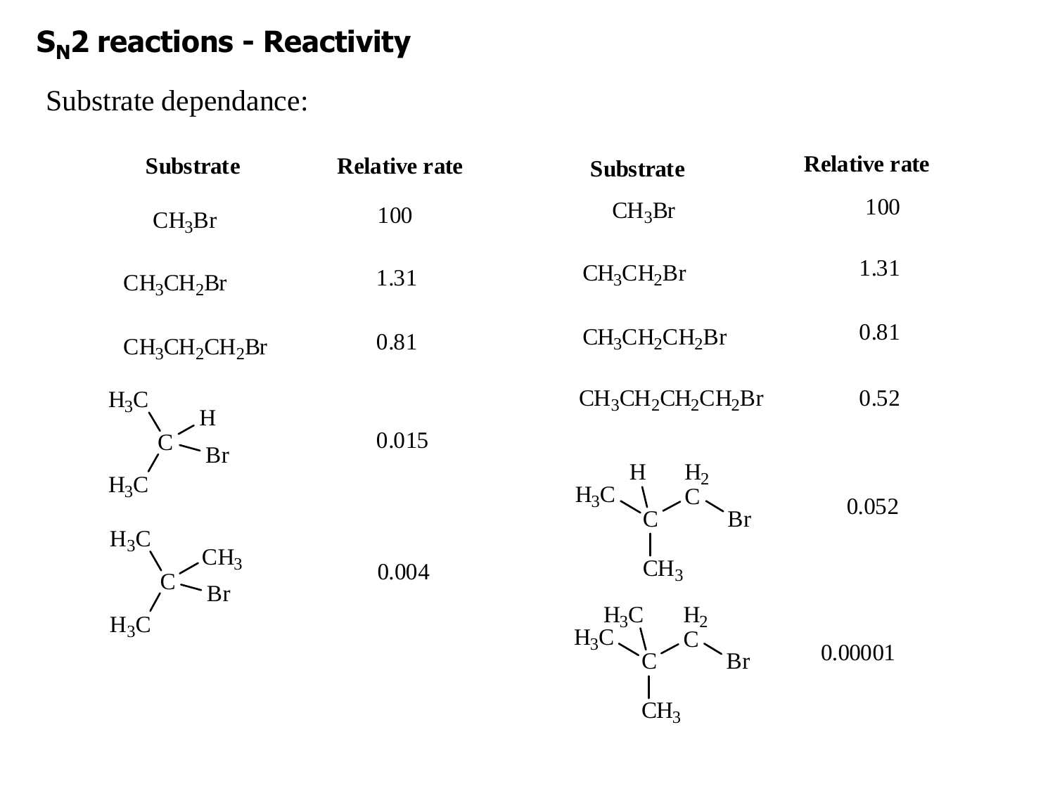## $S_N2$ reactions - Reactivity

Substrate dependance:

| Substrate | Relative rate |
|---|---|
| $CH_3Br$ | 100 |
| $CH_3CH_2Br$ | 1.31 |
| $CH_3CH_2CH_2Br$ | 0.81 |
| $(CH_3)_2CHBr$ | 0.015 |
| $(CH_3)_3CBr$ | 0.004 |

| Substrate | Relative rate |
|---|---|
| $CH_3Br$ | 100 |
| $CH_3CH_2Br$ | 1.31 |
| $CH_3CH_2CH_2Br$ | 0.81 |
| $CH_3CH_2CH_2CH_2Br$ | 0.52 |
| $(CH_3)_2CHCH_2Br$ | 0.052 |
| $(CH_3)_3CCH_2Br$ | 0.00001 |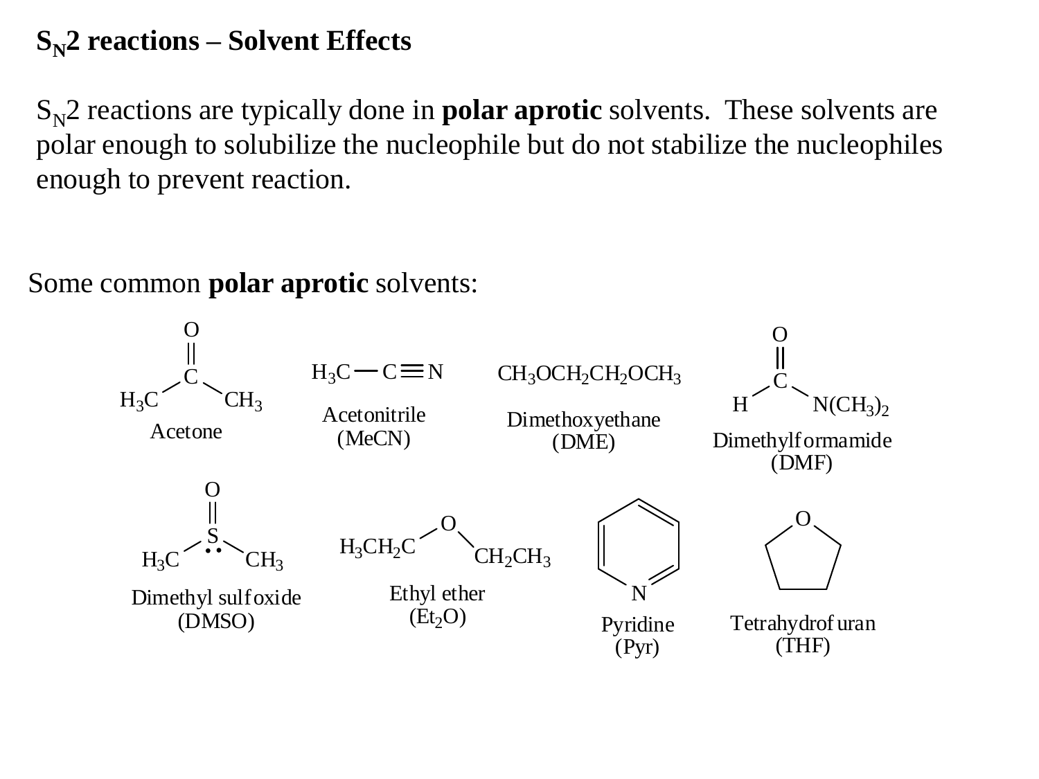# $S_N2$ reactions – Solvent Effects

$S_N2$ reactions are typically done in **polar aprotic** solvents. These solvents are polar enough to solubilize the nucleophile but do not stabilize the nucleophiles enough to prevent reaction.

Some common **polar aprotic** solvents:

Acetone

$H_3C-C\equiv N$

Acetonitrile (MeCN)

$CH_3OCH_2CH_2OCH_3$

Dimethoxyethane (DME)

Dimethylformamide (DMF)

Dimethyl sulfoxide (DMSO)

Ethyl ether ($Et_2O$)

Pyridine (Pyr)

Tetrahydrofuran (THF)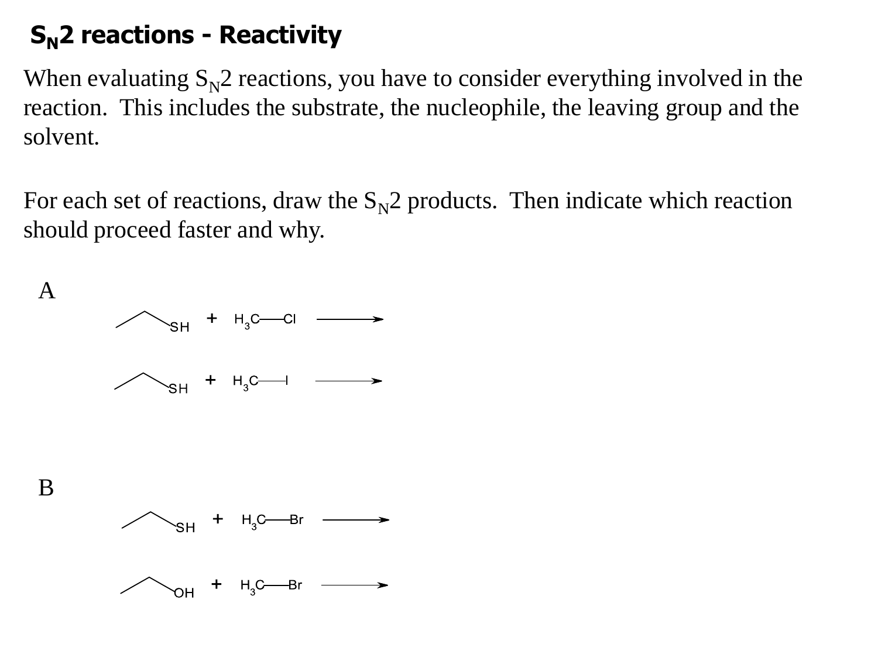## $S_N2$ reactions - Reactivity

When evaluating $S_N2$ reactions, you have to consider everything involved in the reaction. This includes the substrate, the nucleophile, the leaving group and the solvent.

For each set of reactions, draw the $S_N2$ products. Then indicate which reaction should proceed faster and why.

A

$CH_3CH_2SH + H_3C{-}Cl \longrightarrow$

$CH_3CH_2SH + H_3C{-}I \longrightarrow$

B

$CH_3CH_2SH + H_3C{-}Br \longrightarrow$

$CH_3CH_2OH + H_3C{-}Br \longrightarrow$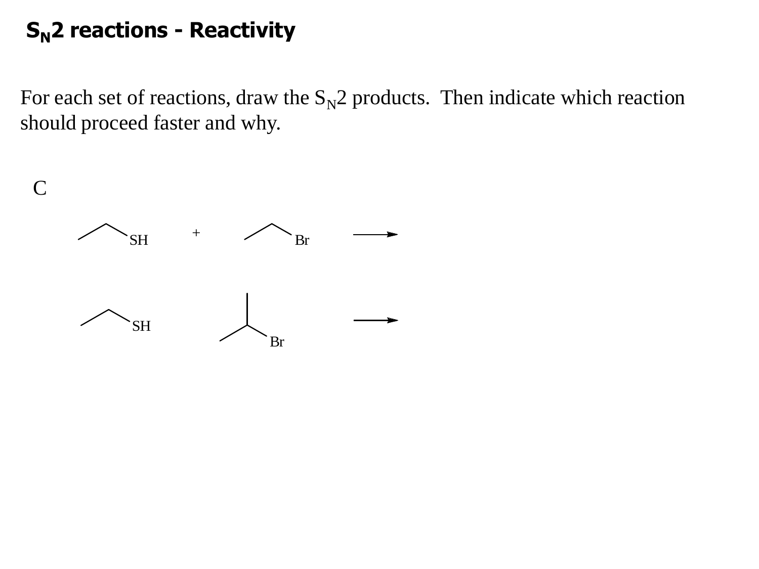## $S_N2$ reactions - Reactivity

For each set of reactions, draw the $S_N2$ products. Then indicate which reaction should proceed faster and why.

C

SH + Br ⟶

SH Br ⟶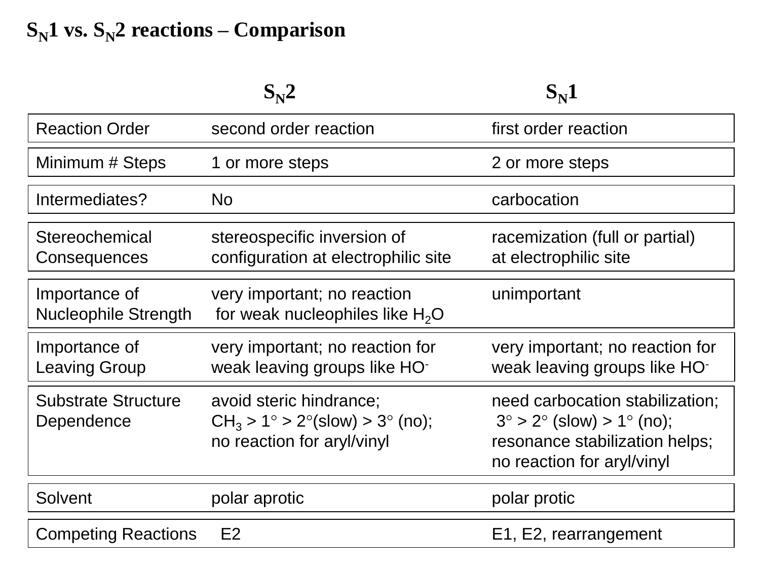# $S_N1$ vs. $S_N2$ reactions – Comparison

| | $S_N2$ | $S_N1$ |
|---|---|---|
| Reaction Order | second order reaction | first order reaction |
| Minimum # Steps | 1 or more steps | 2 or more steps |
| Intermediates? | No | carbocation |
| Stereochemical Consequences | stereospecific inversion of configuration at electrophilic site | racemization (full or partial) at electrophilic site |
| Importance of Nucleophile Strength | very important; no reaction for weak nucleophiles like $H_2O$ | unimportant |
| Importance of Leaving Group | very important; no reaction for weak leaving groups like $HO^-$ | very important; no reaction for weak leaving groups like $HO^-$ |
| Substrate Structure Dependence | avoid steric hindrance; $CH_3$ > 1° > 2°(slow) > 3° (no); no reaction for aryl/vinyl | need carbocation stabilization; 3° > 2° (slow) > 1° (no); resonance stabilization helps; no reaction for aryl/vinyl |
| Solvent | polar aprotic | polar protic |
| Competing Reactions | E2 | E1, E2, rearrangement |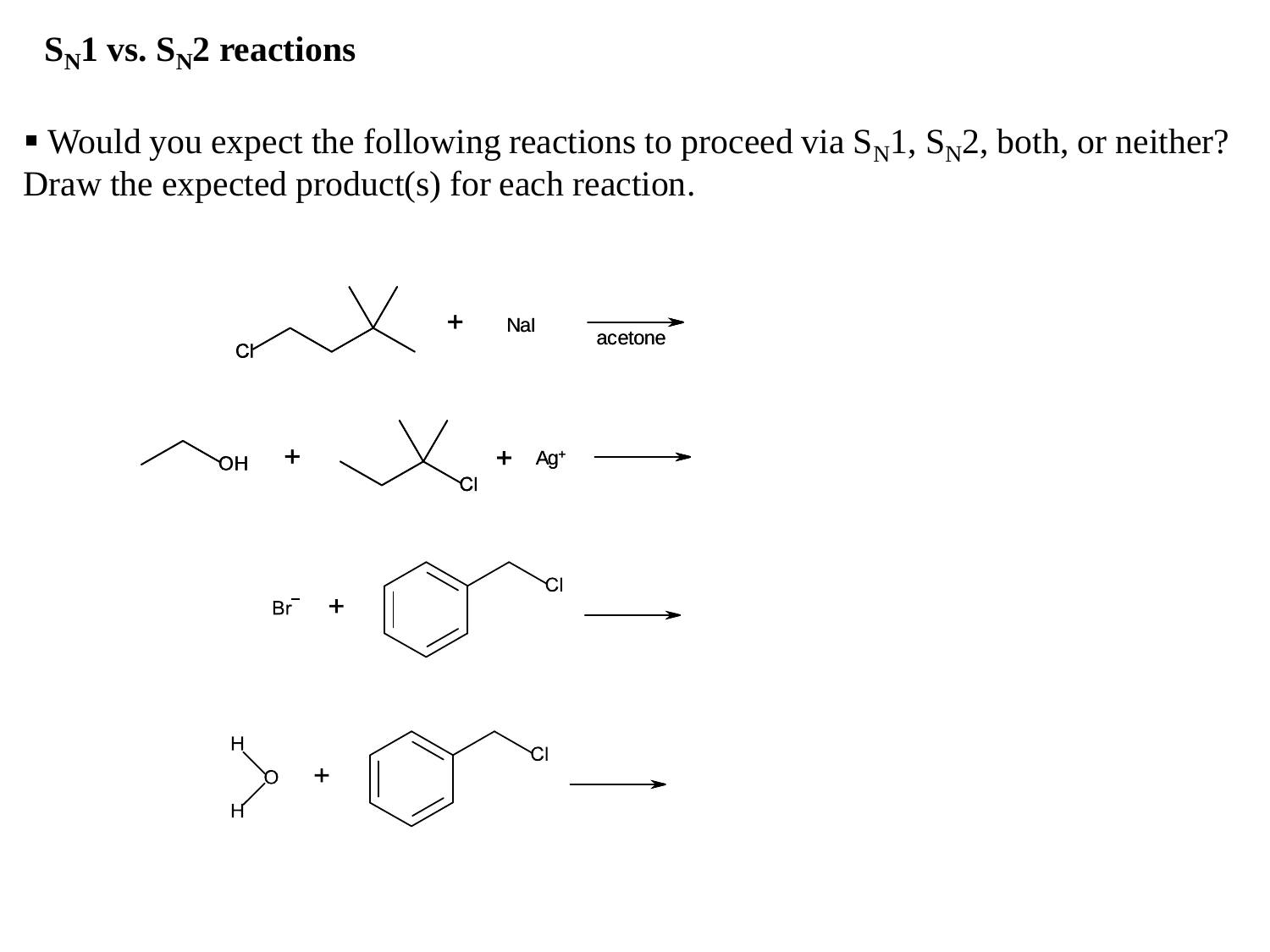**$S_N1$ vs. $S_N2$ reactions**

- Would you expect the following reactions to proceed via $S_N1$, $S_N2$, both, or neither? Draw the expected product(s) for each reaction.

+ NaI

acetone

+ + $Ag^+$

$Br^-$ +

+